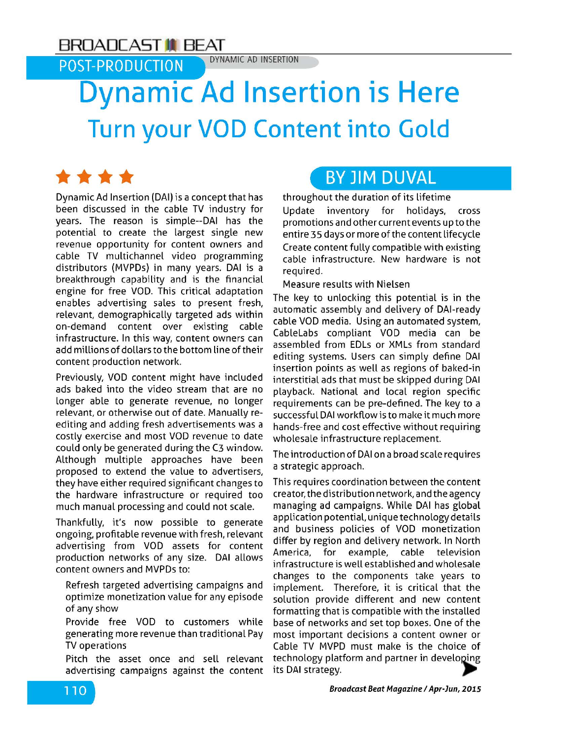POST-PRODUCTION | DYNAMIC AD INSERTION

# Dynamic Ad Insertion is Here

## Turn your VOD Content into Gold

★★★★

**BY JIM DUVAL**

Dynamic Ad Insertion (DAI) is a concept that has been discussed in the cable TV industry for years. The reason is simple--DAI has the potential to create the largest single new revenue opportunity for content owners and cable TV multichannel video programming distributors (MVPDs) in many years. DAI is a breakthrough capability and is the financial engine for free VOD. This critical adaptation enables advertising sales to present fresh, relevant, demographically targeted ads within on-demand content over existing cable infrastructure. In this way, content owners can add millions of dollars to the bottom line of their content production network.

Previously, VOD content might have included ads baked into the video stream that are no longer able to generate revenue, no longer relevant, or otherwise out of date. Manually re-editing and adding fresh advertisements was a costly exercise and most VOD revenue to date could only be generated during the C3 window. Although multiple approaches have been proposed to extend the value to advertisers, they have either required significant changes to the hardware infrastructure or required too much manual processing and could not scale.

Thankfully, it's now possible to generate ongoing, profitable revenue with fresh, relevant advertising from VOD assets for content production networks of any size. DAI allows content owners and MVPDs to:

- Refresh targeted advertising campaigns and optimize monetization value for any episode of any show
- Provide free VOD to customers while generating more revenue than traditional Pay TV operations
- Pitch the asset once and sell relevant advertising campaigns against the content throughout the duration of its lifetime
- Update inventory for holidays, cross promotions and other current events up to the entire 35 days or more of the content lifecycle
- Create content fully compatible with existing cable infrastructure. New hardware is not required.
- Measure results with Nielsen

The key to unlocking this potential is in the automatic assembly and delivery of DAI-ready cable VOD media. Using an automated system, CableLabs compliant VOD media can be assembled from EDLs or XMLs from standard editing systems. Users can simply define DAI insertion points as well as regions of baked-in interstitial ads that must be skipped during DAI playback. National and local region specific requirements can be pre-defined. The key to a successful DAI workflow is to make it much more hands-free and cost effective without requiring wholesale infrastructure replacement.

The introduction of DAI on a broad scale requires a strategic approach.

This requires coordination between the content creator, the distribution network, and the agency managing ad campaigns. While DAI has global application potential, unique technology details and business policies of VOD monetization differ by region and delivery network. In North America, for example, cable television infrastructure is well established and wholesale changes to the components take years to implement. Therefore, it is critical that the solution provide different and new content formatting that is compatible with the installed base of networks and set top boxes. One of the most important decisions a content owner or Cable TV MVPD must make is the choice of technology platform and partner in developing its DAI strategy.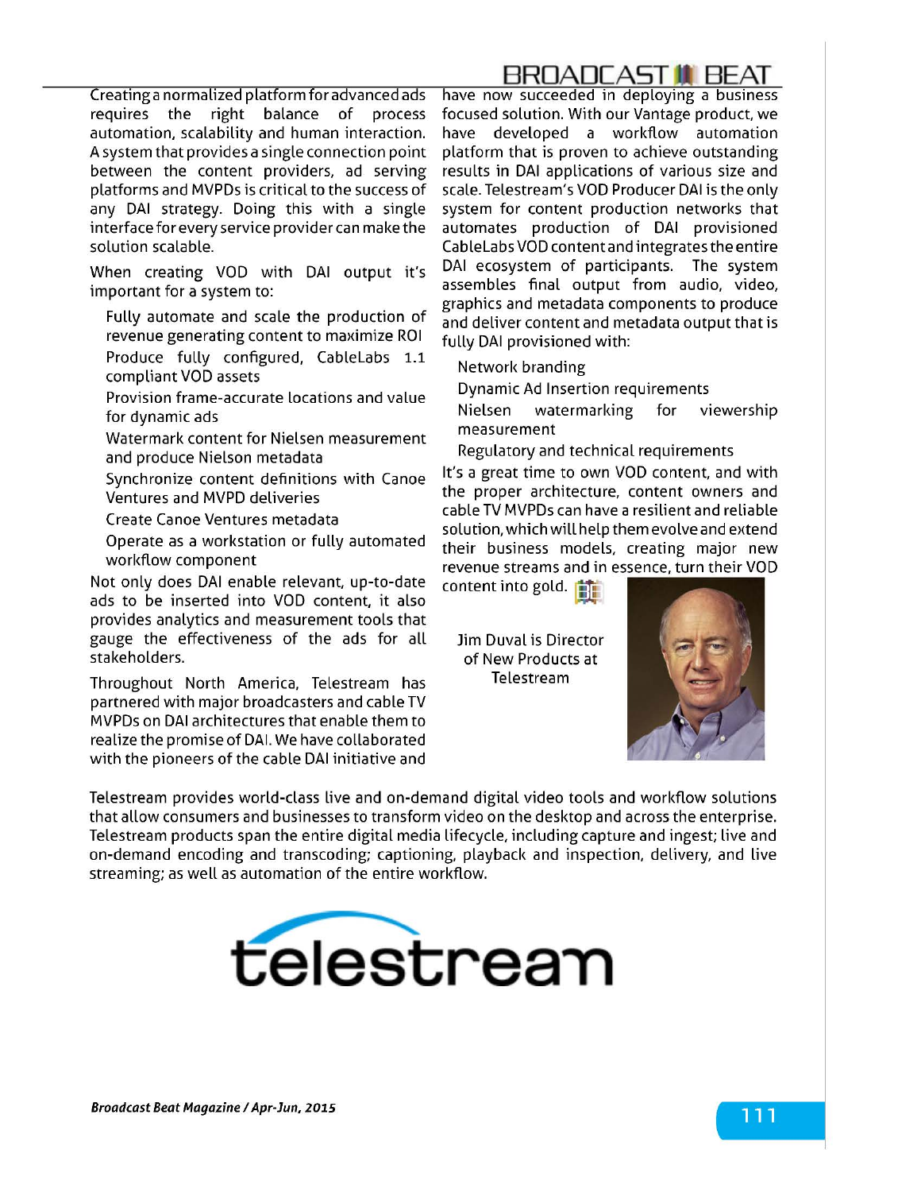Creating a normalized platform for advanced ads requires the right balance of process automation, scalability and human interaction. A system that provides a single connection point between the content providers, ad serving platforms and MVPDs is critical to the success of any DAI strategy. Doing this with a single interface for every service provider can make the solution scalable.

When creating VOD with DAI output it's important for a system to:

- Fully automate and scale the production of revenue generating content to maximize ROI
- Produce fully configured, CableLabs 1.1 compliant VOD assets
- Provision frame-accurate locations and value for dynamic ads
- Watermark content for Nielsen measurement and produce Nielson metadata
- Synchronize content definitions with Canoe Ventures and MVPD deliveries
- Create Canoe Ventures metadata
- Operate as a workstation or fully automated workflow component

Not only does DAI enable relevant, up-to-date ads to be inserted into VOD content, it also provides analytics and measurement tools that gauge the effectiveness of the ads for all stakeholders.

Throughout North America, Telestream has partnered with major broadcasters and cable TV MVPDs on DAI architectures that enable them to realize the promise of DAI. We have collaborated with the pioneers of the cable DAI initiative and have now succeeded in deploying a business focused solution. With our Vantage product, we have developed a workflow automation platform that is proven to achieve outstanding results in DAI applications of various size and scale. Telestream's VOD Producer DAI is the only system for content production networks that automates production of DAI provisioned CableLabs VOD content and integrates the entire DAI ecosystem of participants. The system assembles final output from audio, video, graphics and metadata components to produce and deliver content and metadata output that is fully DAI provisioned with:

- Network branding
- Dynamic Ad Insertion requirements
- Nielsen watermarking for viewership measurement
- Regulatory and technical requirements

It's a great time to own VOD content, and with the proper architecture, content owners and cable TV MVPDs can have a resilient and reliable solution, which will help them evolve and extend their business models, creating major new revenue streams and in essence, turn their VOD content into gold.

Jim Duval is Director of New Products at Telestream

Telestream provides world-class live and on-demand digital video tools and workflow solutions that allow consumers and businesses to transform video on the desktop and across the enterprise. Telestream products span the entire digital media lifecycle, including capture and ingest; live and on-demand encoding and transcoding; captioning, playback and inspection, delivery, and live streaming; as well as automation of the entire workflow.

telestream